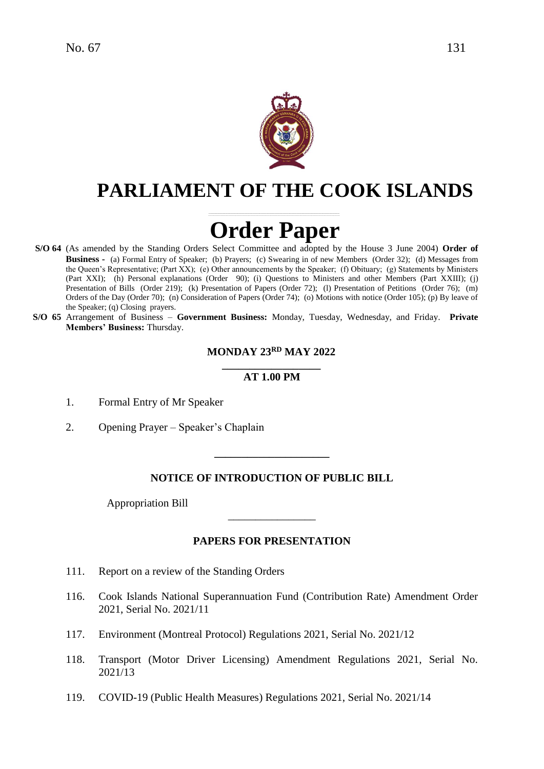No. 67

# PARLIAMENT OF THE COOK ISLANDS

# Order Paper

**S/O 64** (As amended by the Standing Orders Select Committee and adopted by the House 3 June 2004) **Order of Business -** (a) Formal Entry of Speaker; (b) Prayers; (c) Swearing in of new Members (Order 32); (d) Messages from the Queen's Representative; (Part XX); (e) Other announcements by the Speaker; (f) Obituary; (g) Statements by Ministers (Part XXI); (h) Personal explanations (Order 90); (i) Questions to Ministers and other Members (Part XXIII); (j) Presentation of Bills (Order 219); (k) Presentation of Papers (Order 72); (l) Presentation of Petitions (Order 76); (m) Orders of the Day (Order 70); (n) Consideration of Papers (Order 74); (o) Motions with notice (Order 105); (p) By leave of the Speaker; (q) Closing prayers.

**S/O 65** Arrangement of Business – **Government Business:** Monday, Tuesday, Wednesday, and Friday. **Private Members' Business:** Thursday.

### MONDAY 23RD MAY 2022

### AT 1.00 PM

1. Formal Entry of Mr Speaker

2. Opening Prayer – Speaker's Chaplain

---

### NOTICE OF INTRODUCTION OF PUBLIC BILL

Appropriation Bill

---

### PAPERS FOR PRESENTATION

111. Report on a review of the Standing Orders

116. Cook Islands National Superannuation Fund (Contribution Rate) Amendment Order 2021, Serial No. 2021/11

117. Environment (Montreal Protocol) Regulations 2021, Serial No. 2021/12

118. Transport (Motor Driver Licensing) Amendment Regulations 2021, Serial No. 2021/13

119. COVID-19 (Public Health Measures) Regulations 2021, Serial No. 2021/14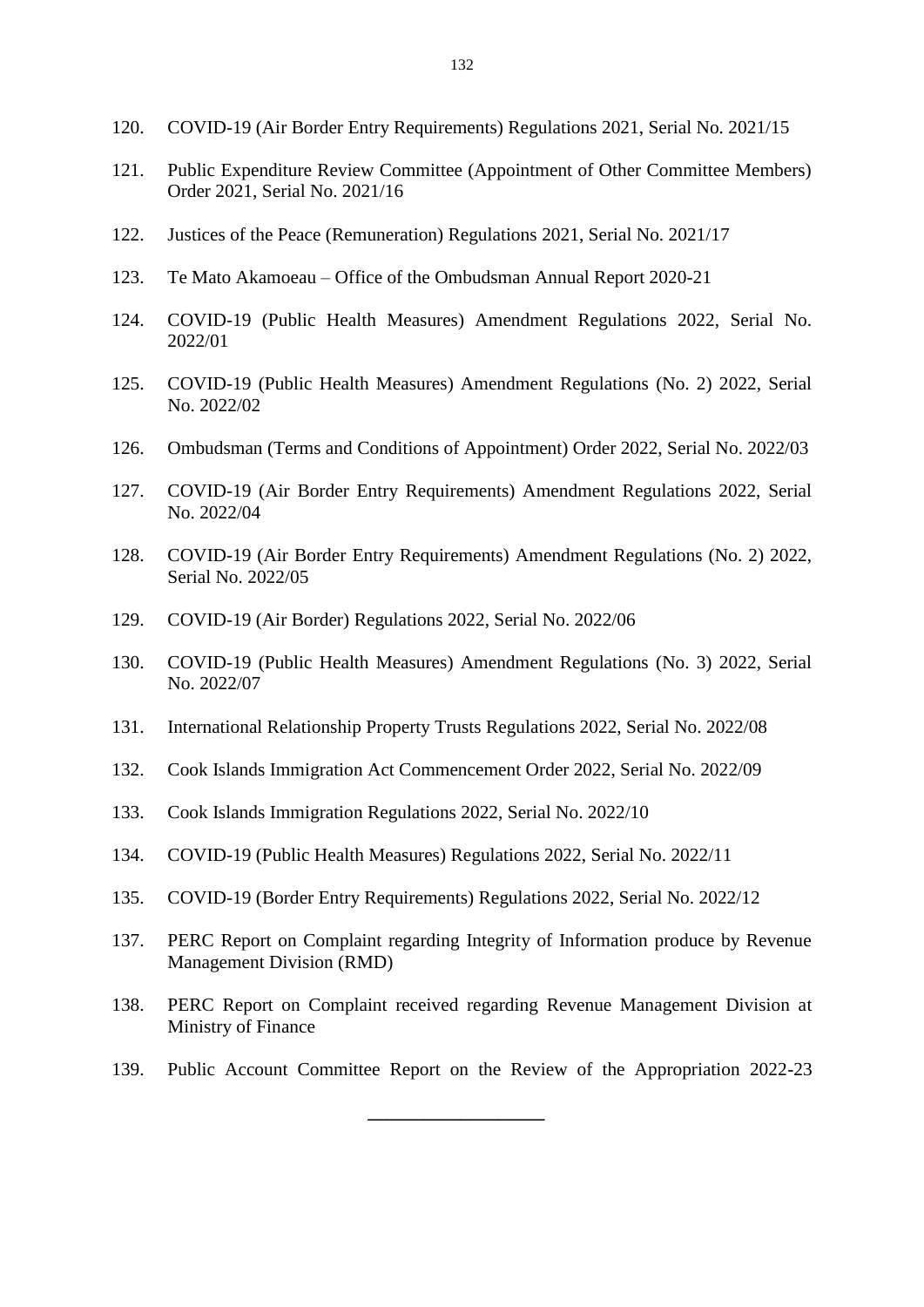120. COVID-19 (Air Border Entry Requirements) Regulations 2021, Serial No. 2021/15

121. Public Expenditure Review Committee (Appointment of Other Committee Members) Order 2021, Serial No. 2021/16

122. Justices of the Peace (Remuneration) Regulations 2021, Serial No. 2021/17

123. Te Mato Akamoeau – Office of the Ombudsman Annual Report 2020-21

124. COVID-19 (Public Health Measures) Amendment Regulations 2022, Serial No. 2022/01

125. COVID-19 (Public Health Measures) Amendment Regulations (No. 2) 2022, Serial No. 2022/02

126. Ombudsman (Terms and Conditions of Appointment) Order 2022, Serial No. 2022/03

127. COVID-19 (Air Border Entry Requirements) Amendment Regulations 2022, Serial No. 2022/04

128. COVID-19 (Air Border Entry Requirements) Amendment Regulations (No. 2) 2022, Serial No. 2022/05

129. COVID-19 (Air Border) Regulations 2022, Serial No. 2022/06

130. COVID-19 (Public Health Measures) Amendment Regulations (No. 3) 2022, Serial No. 2022/07

131. International Relationship Property Trusts Regulations 2022, Serial No. 2022/08

132. Cook Islands Immigration Act Commencement Order 2022, Serial No. 2022/09

133. Cook Islands Immigration Regulations 2022, Serial No. 2022/10

134. COVID-19 (Public Health Measures) Regulations 2022, Serial No. 2022/11

135. COVID-19 (Border Entry Requirements) Regulations 2022, Serial No. 2022/12

137. PERC Report on Complaint regarding Integrity of Information produce by Revenue Management Division (RMD)

138. PERC Report on Complaint received regarding Revenue Management Division at Ministry of Finance

139. Public Account Committee Report on the Review of the Appropriation 2022-23

---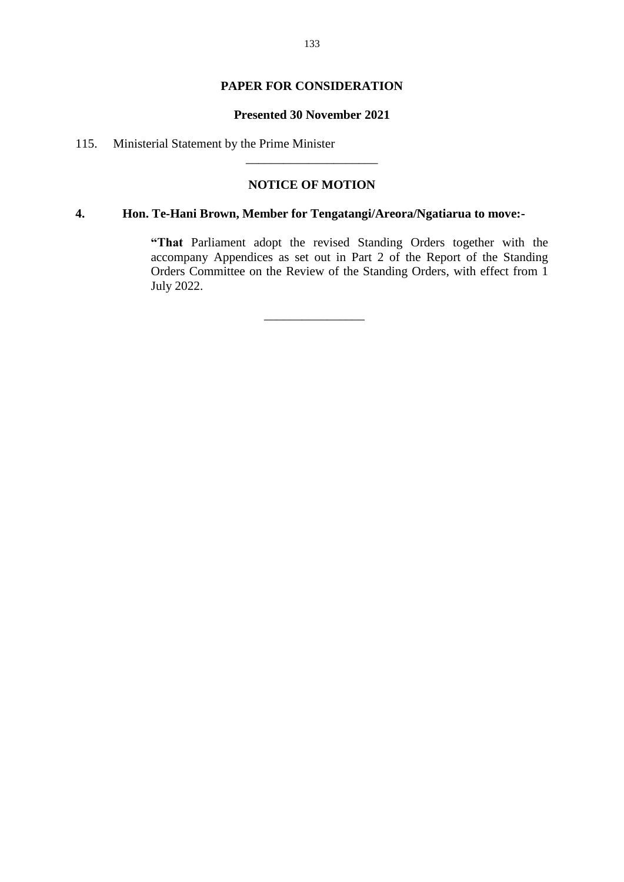## PAPER FOR CONSIDERATION

### Presented 30 November 2021

115. Ministerial Statement by the Prime Minister

---

## NOTICE OF MOTION

**4. Hon. Te-Hani Brown, Member for Tengatangi/Areora/Ngatiarua to move:-**

> **"That** Parliament adopt the revised Standing Orders together with the accompany Appendices as set out in Part 2 of the Report of the Standing Orders Committee on the Review of the Standing Orders, with effect from 1 July 2022.

---